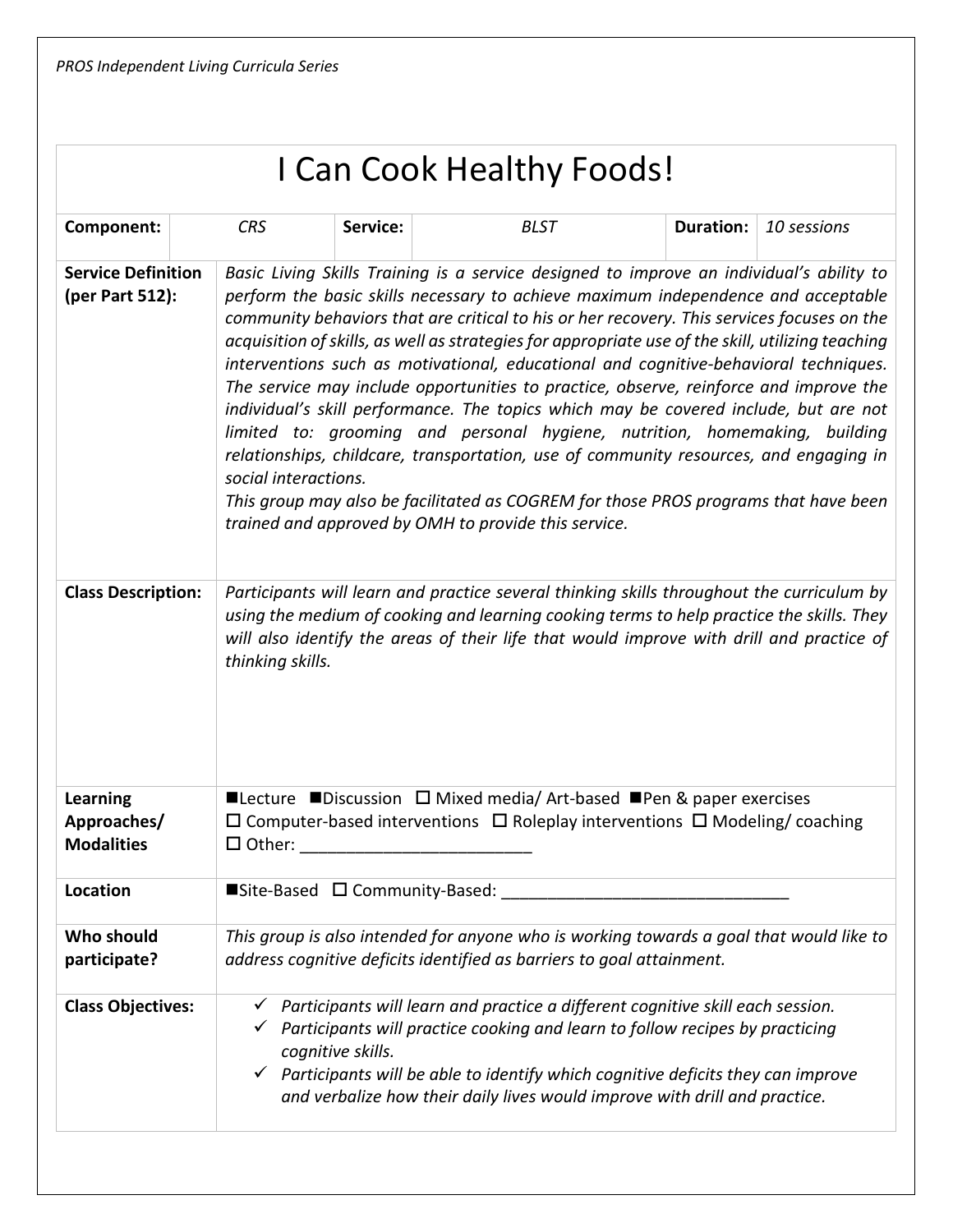# I Can Cook Healthy Foods!

| **Component:** | *CRS* | **Service:** | *BLST* | **Duration:** | *10 sessions* |
|---|---|---|---|---|---|

| | |
|---|---|
| **Service Definition (per Part 512):** | *Basic Living Skills Training is a service designed to improve an individual's ability to perform the basic skills necessary to achieve maximum independence and acceptable community behaviors that are critical to his or her recovery. This services focuses on the acquisition of skills, as well as strategies for appropriate use of the skill, utilizing teaching interventions such as motivational, educational and cognitive-behavioral techniques. The service may include opportunities to practice, observe, reinforce and improve the individual's skill performance. The topics which may be covered include, but are not limited to: grooming and personal hygiene, nutrition, homemaking, building relationships, childcare, transportation, use of community resources, and engaging in social interactions.*<br>*This group may also be facilitated as COGREM for those PROS programs that have been trained and approved by OMH to provide this service.* |
| **Class Description:** | *Participants will learn and practice several thinking skills throughout the curriculum by using the medium of cooking and learning cooking terms to help practice the skills. They will also identify the areas of their life that would improve with drill and practice of thinking skills.* |
| **Learning Approaches/ Modalities** | ■Lecture ■Discussion ☐ Mixed media/ Art-based ■Pen & paper exercises<br>☐ Computer-based interventions ☐ Roleplay interventions ☐ Modeling/ coaching<br>☐ Other: _________________________ |
| **Location** | ■Site-Based ☐ Community-Based: _______________________________ |
| **Who should participate?** | *This group is also intended for anyone who is working towards a goal that would like to address cognitive deficits identified as barriers to goal attainment.* |
| **Class Objectives:** | ✓ *Participants will learn and practice a different cognitive skill each session.*<br>✓ *Participants will practice cooking and learn to follow recipes by practicing cognitive skills.*<br>✓ *Participants will be able to identify which cognitive deficits they can improve and verbalize how their daily lives would improve with drill and practice.* |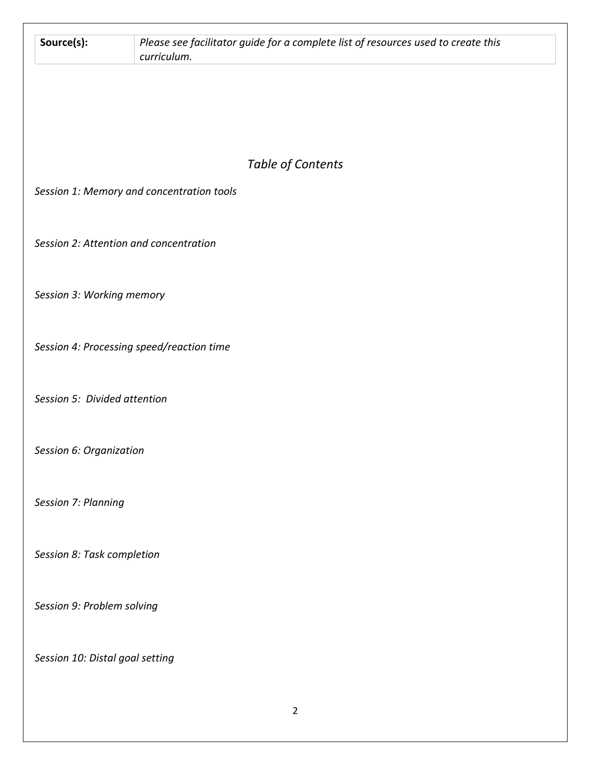| | |
|---|---|
| **Source(s):** | *Please see facilitator guide for a complete list of resources used to create this curriculum.* |

## *Table of Contents*

*Session 1: Memory and concentration tools*

*Session 2: Attention and concentration*

*Session 3: Working memory*

*Session 4: Processing speed/reaction time*

*Session 5: Divided attention*

*Session 6: Organization*

*Session 7: Planning*

*Session 8: Task completion*

*Session 9: Problem solving*

*Session 10: Distal goal setting*